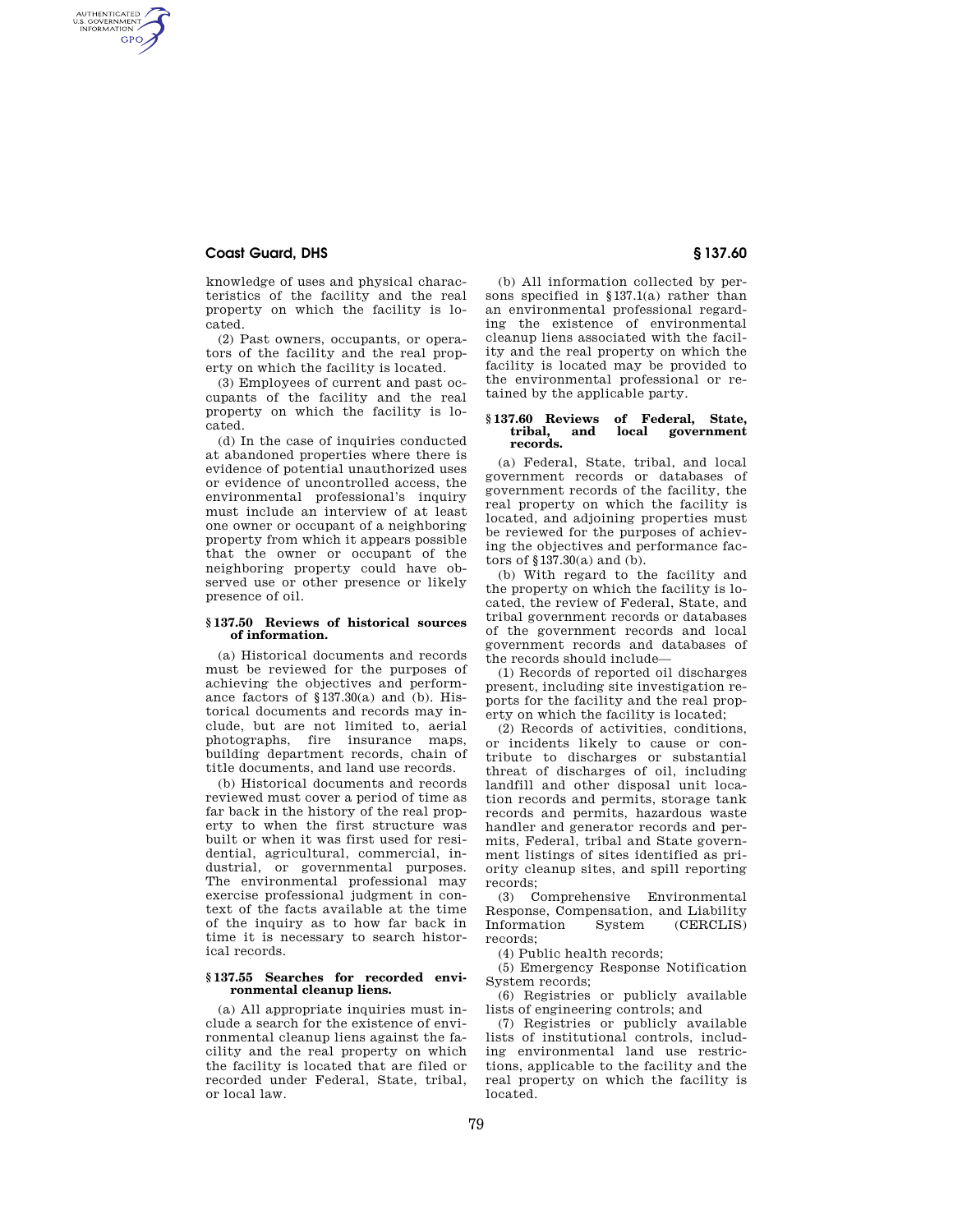knowledge of uses and physical characteristics of the facility and the real property on which the facility is located.

(2) Past owners, occupants, or operators of the facility and the real property on which the facility is located.

(3) Employees of current and past occupants of the facility and the real property on which the facility is located.

(d) In the case of inquiries conducted at abandoned properties where there is evidence of potential unauthorized uses or evidence of uncontrolled access, the environmental professional's inquiry must include an interview of at least one owner or occupant of a neighboring property from which it appears possible that the owner or occupant of the neighboring property could have observed use or other presence or likely presence of oil.

### § 137.50 Reviews of historical sources of information.

(a) Historical documents and records must be reviewed for the purposes of achieving the objectives and performance factors of §137.30(a) and (b). Historical documents and records may include, but are not limited to, aerial photographs, fire insurance maps, building department records, chain of title documents, and land use records.

(b) Historical documents and records reviewed must cover a period of time as far back in the history of the real property to when the first structure was built or when it was first used for residential, agricultural, commercial, industrial, or governmental purposes. The environmental professional may exercise professional judgment in context of the facts available at the time of the inquiry as to how far back in time it is necessary to search historical records.

### § 137.55 Searches for recorded environmental cleanup liens.

(a) All appropriate inquiries must include a search for the existence of environmental cleanup liens against the facility and the real property on which the facility is located that are filed or recorded under Federal, State, tribal, or local law.

(b) All information collected by persons specified in §137.1(a) rather than an environmental professional regarding the existence of environmental cleanup liens associated with the facility and the real property on which the facility is located may be provided to the environmental professional or retained by the applicable party.

### § 137.60 Reviews of Federal, State, tribal, and local government records.

(a) Federal, State, tribal, and local government records or databases of government records of the facility, the real property on which the facility is located, and adjoining properties must be reviewed for the purposes of achieving the objectives and performance factors of §137.30(a) and (b).

(b) With regard to the facility and the property on which the facility is located, the review of Federal, State, and tribal government records or databases of the government records and local government records and databases of the records should include—

(1) Records of reported oil discharges present, including site investigation reports for the facility and the real property on which the facility is located;

(2) Records of activities, conditions, or incidents likely to cause or contribute to discharges or substantial threat of discharges of oil, including landfill and other disposal unit location records and permits, storage tank records and permits, hazardous waste handler and generator records and permits, Federal, tribal and State government listings of sites identified as priority cleanup sites, and spill reporting records;

(3) Comprehensive Environmental Response, Compensation, and Liability Information System (CERCLIS) records;

(4) Public health records;

(5) Emergency Response Notification System records;

(6) Registries or publicly available lists of engineering controls; and

(7) Registries or publicly available lists of institutional controls, including environmental land use restrictions, applicable to the facility and the real property on which the facility is located.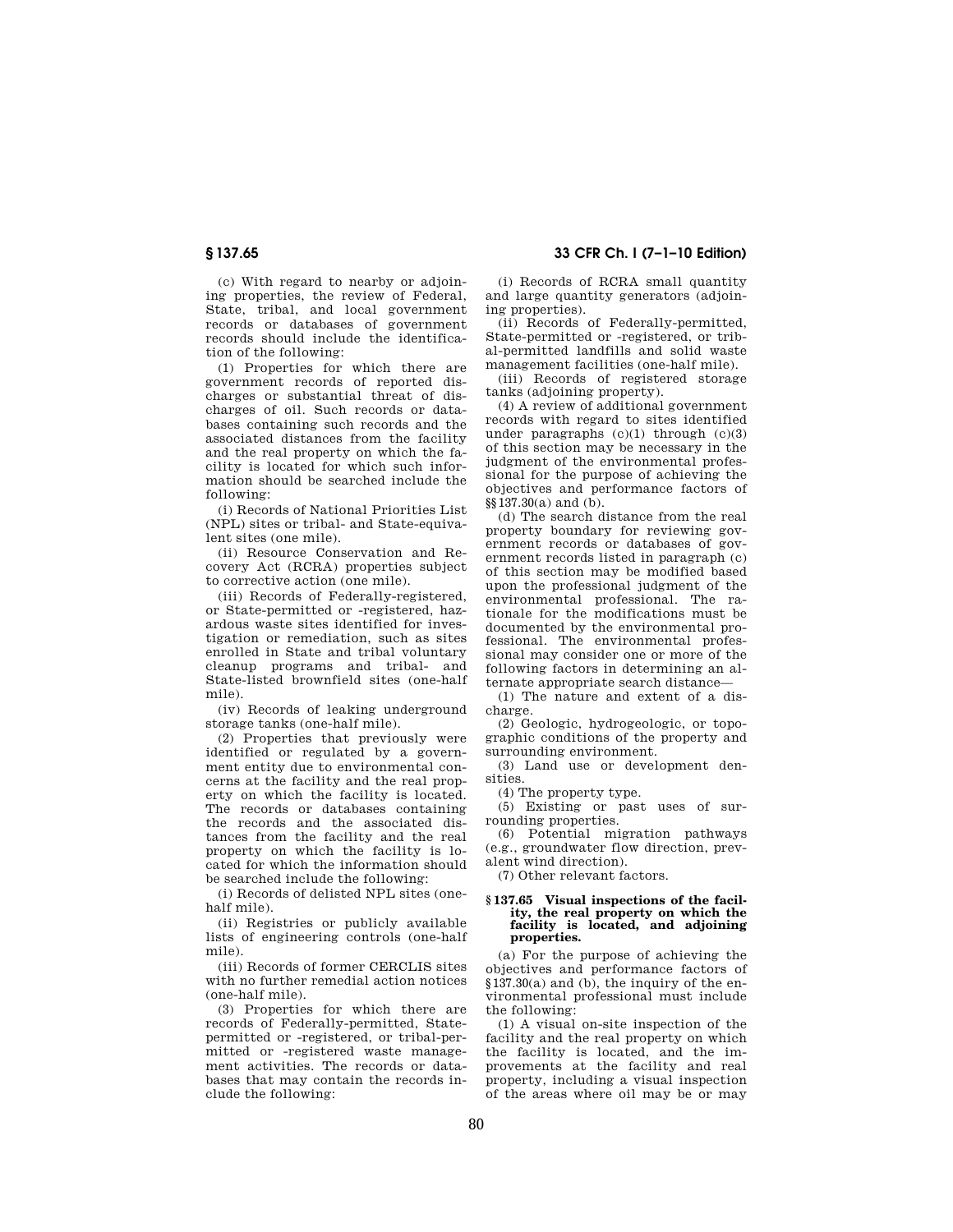(c) With regard to nearby or adjoining properties, the review of Federal, State, tribal, and local government records or databases of government records should include the identification of the following:

(1) Properties for which there are government records of reported discharges or substantial threat of discharges of oil. Such records or databases containing such records and the associated distances from the facility and the real property on which the facility is located for which such information should be searched include the following:

(i) Records of National Priorities List (NPL) sites or tribal- and State-equivalent sites (one mile).

(ii) Resource Conservation and Recovery Act (RCRA) properties subject to corrective action (one mile).

(iii) Records of Federally-registered, or State-permitted or -registered, hazardous waste sites identified for investigation or remediation, such as sites enrolled in State and tribal voluntary cleanup programs and tribal- and State-listed brownfield sites (one-half mile).

(iv) Records of leaking underground storage tanks (one-half mile).

(2) Properties that previously were identified or regulated by a government entity due to environmental concerns at the facility and the real property on which the facility is located. The records or databases containing the records and the associated distances from the facility and the real property on which the facility is located for which the information should be searched include the following:

(i) Records of delisted NPL sites (one-half mile).

(ii) Registries or publicly available lists of engineering controls (one-half mile).

(iii) Records of former CERCLIS sites with no further remedial action notices (one-half mile).

(3) Properties for which there are records of Federally-permitted, State-permitted or -registered, or tribal-permitted or -registered waste management activities. The records or databases that may contain the records include the following:

(i) Records of RCRA small quantity and large quantity generators (adjoining properties).

(ii) Records of Federally-permitted, State-permitted or -registered, or tribal-permitted landfills and solid waste management facilities (one-half mile).

(iii) Records of registered storage tanks (adjoining property).

(4) A review of additional government records with regard to sites identified under paragraphs (c)(1) through (c)(3) of this section may be necessary in the judgment of the environmental professional for the purpose of achieving the objectives and performance factors of §§137.30(a) and (b).

(d) The search distance from the real property boundary for reviewing government records or databases of government records listed in paragraph (c) of this section may be modified based upon the professional judgment of the environmental professional. The rationale for the modifications must be documented by the environmental professional. The environmental professional may consider one or more of the following factors in determining an alternate appropriate search distance—

(1) The nature and extent of a discharge.

(2) Geologic, hydrogeologic, or topographic conditions of the property and surrounding environment.

(3) Land use or development densities.

(4) The property type.

(5) Existing or past uses of surrounding properties.

(6) Potential migration pathways (e.g., groundwater flow direction, prevalent wind direction).

(7) Other relevant factors.

### § 137.65 Visual inspections of the facility, the real property on which the facility is located, and adjoining properties.

(a) For the purpose of achieving the objectives and performance factors of §137.30(a) and (b), the inquiry of the environmental professional must include the following:

(1) A visual on-site inspection of the facility and the real property on which the facility is located, and the improvements at the facility and real property, including a visual inspection of the areas where oil may be or may